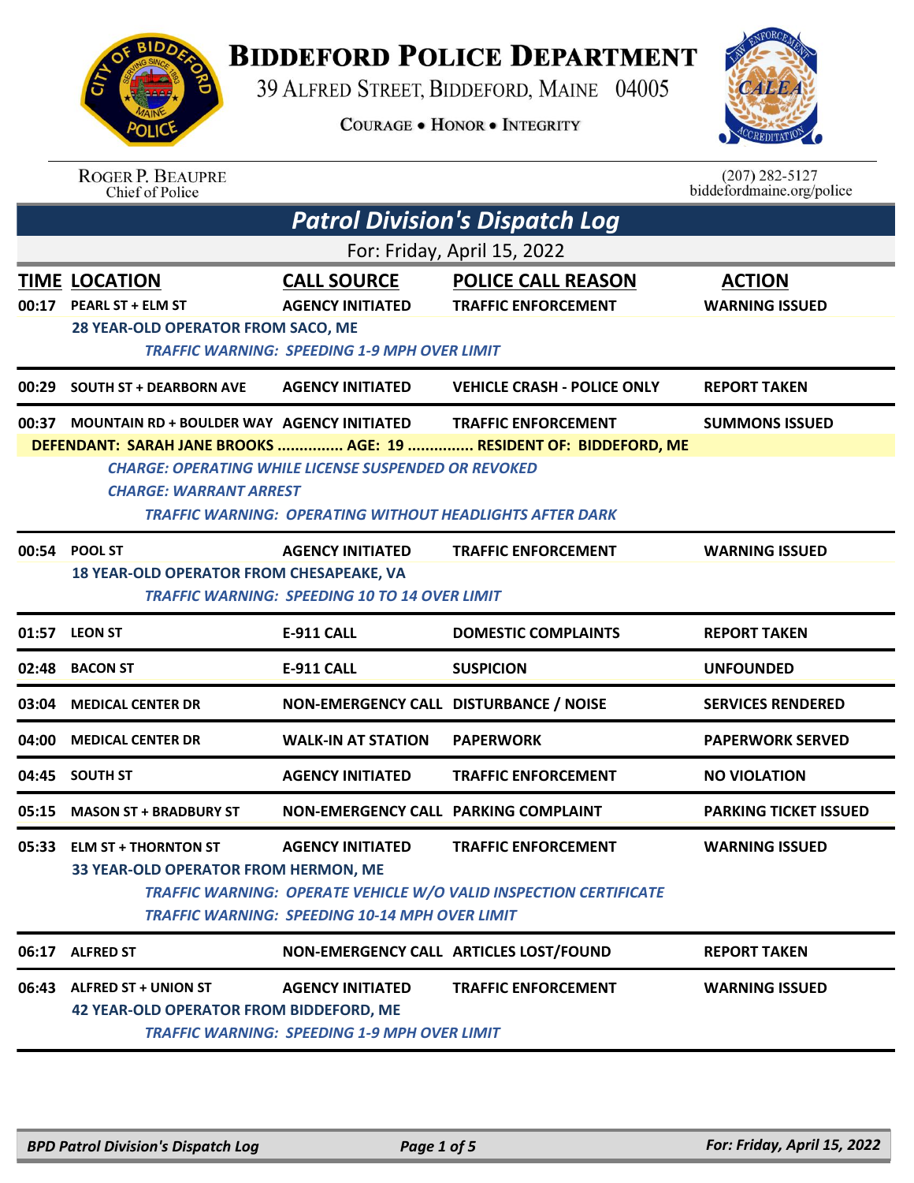# Biddeford Police Department

39 Alfred Street, Biddeford, Maine 04005

Courage • Honor • Integrity

Roger P. Beaupre
Chief of Police

(207) 282-5127
biddefordmaine.org/police

## Patrol Division's Dispatch Log

For: Friday, April 15, 2022

| TIME | LOCATION | CALL SOURCE | POLICE CALL REASON | ACTION |
|---|---|---|---|---|
| 00:17 | PEARL ST + ELM ST | AGENCY INITIATED | TRAFFIC ENFORCEMENT | WARNING ISSUED |
| | 28 YEAR-OLD OPERATOR FROM SACO, ME<br>*TRAFFIC WARNING: SPEEDING 1-9 MPH OVER LIMIT* | | | |
| 00:29 | SOUTH ST + DEARBORN AVE | AGENCY INITIATED | VEHICLE CRASH - POLICE ONLY | REPORT TAKEN |
| 00:37 | MOUNTAIN RD + BOULDER WAY | AGENCY INITIATED | TRAFFIC ENFORCEMENT | SUMMONS ISSUED |
| | DEFENDANT: SARAH JANE BROOKS ............... AGE: 19 ............... RESIDENT OF: BIDDEFORD, ME<br>*CHARGE: OPERATING WHILE LICENSE SUSPENDED OR REVOKED*<br>*CHARGE: WARRANT ARREST*<br>*TRAFFIC WARNING: OPERATING WITHOUT HEADLIGHTS AFTER DARK* | | | |
| 00:54 | POOL ST | AGENCY INITIATED | TRAFFIC ENFORCEMENT | WARNING ISSUED |
| | 18 YEAR-OLD OPERATOR FROM CHESAPEAKE, VA<br>*TRAFFIC WARNING: SPEEDING 10 TO 14 OVER LIMIT* | | | |
| 01:57 | LEON ST | E-911 CALL | DOMESTIC COMPLAINTS | REPORT TAKEN |
| 02:48 | BACON ST | E-911 CALL | SUSPICION | UNFOUNDED |
| 03:04 | MEDICAL CENTER DR | NON-EMERGENCY CALL | DISTURBANCE / NOISE | SERVICES RENDERED |
| 04:00 | MEDICAL CENTER DR | WALK-IN AT STATION | PAPERWORK | PAPERWORK SERVED |
| 04:45 | SOUTH ST | AGENCY INITIATED | TRAFFIC ENFORCEMENT | NO VIOLATION |
| 05:15 | MASON ST + BRADBURY ST | NON-EMERGENCY CALL | PARKING COMPLAINT | PARKING TICKET ISSUED |
| 05:33 | ELM ST + THORNTON ST | AGENCY INITIATED | TRAFFIC ENFORCEMENT | WARNING ISSUED |
| | 33 YEAR-OLD OPERATOR FROM HERMON, ME<br>*TRAFFIC WARNING: OPERATE VEHICLE W/O VALID INSPECTION CERTIFICATE*<br>*TRAFFIC WARNING: SPEEDING 10-14 MPH OVER LIMIT* | | | |
| 06:17 | ALFRED ST | NON-EMERGENCY CALL | ARTICLES LOST/FOUND | REPORT TAKEN |
| 06:43 | ALFRED ST + UNION ST | AGENCY INITIATED | TRAFFIC ENFORCEMENT | WARNING ISSUED |
| | 42 YEAR-OLD OPERATOR FROM BIDDEFORD, ME<br>*TRAFFIC WARNING: SPEEDING 1-9 MPH OVER LIMIT* | | | |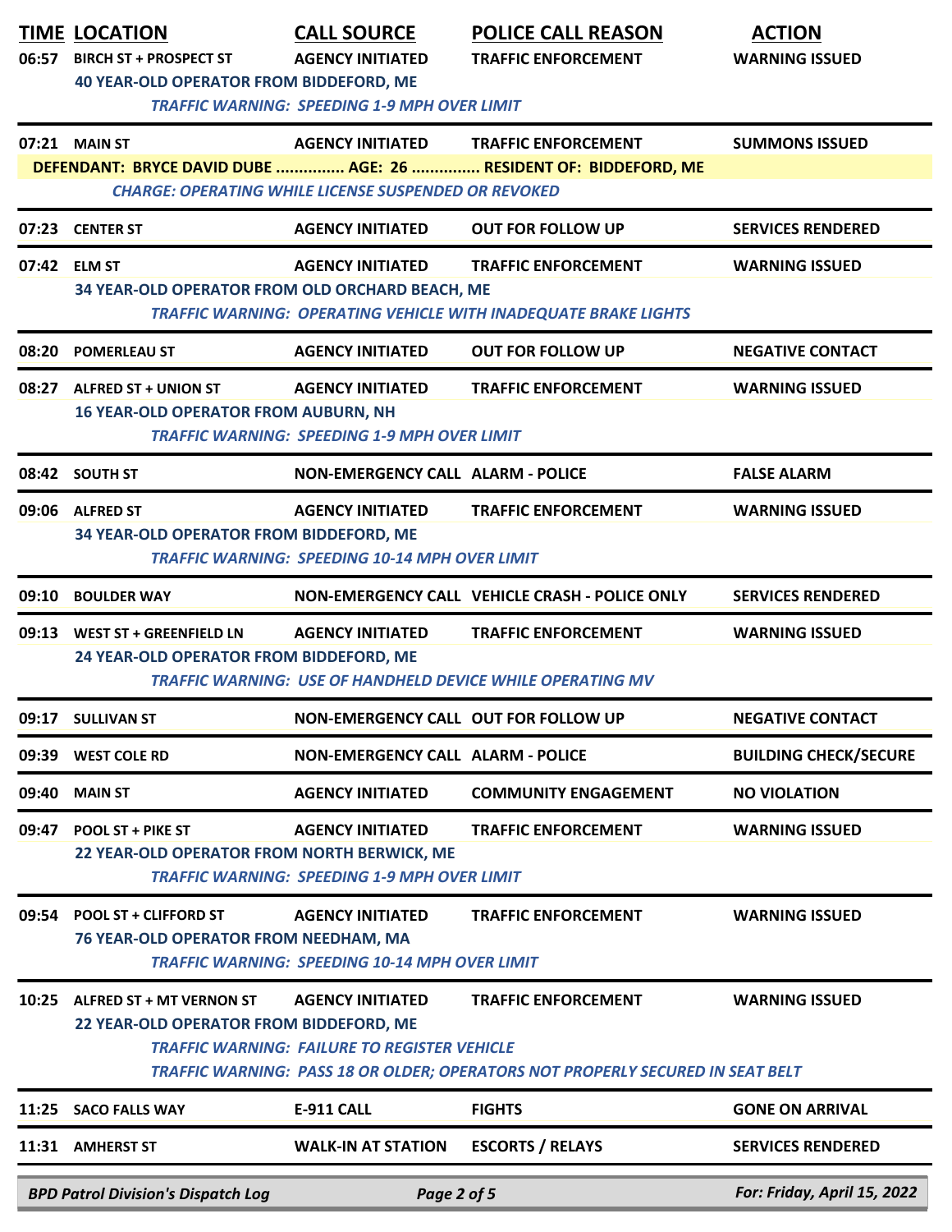| TIME | LOCATION | CALL SOURCE | POLICE CALL REASON | ACTION |
|---|---|---|---|---|
| 06:57 | BIRCH ST + PROSPECT ST | AGENCY INITIATED | TRAFFIC ENFORCEMENT | WARNING ISSUED |
| | 40 YEAR-OLD OPERATOR FROM BIDDEFORD, ME | | | |
| | *TRAFFIC WARNING: SPEEDING 1-9 MPH OVER LIMIT* | | | |
| 07:21 | MAIN ST | AGENCY INITIATED | TRAFFIC ENFORCEMENT | SUMMONS ISSUED |
| | DEFENDANT: BRYCE DAVID DUBE ............... AGE: 26 ............... RESIDENT OF: BIDDEFORD, ME | | | |
| | *CHARGE: OPERATING WHILE LICENSE SUSPENDED OR REVOKED* | | | |
| 07:23 | CENTER ST | AGENCY INITIATED | OUT FOR FOLLOW UP | SERVICES RENDERED |
| 07:42 | ELM ST | AGENCY INITIATED | TRAFFIC ENFORCEMENT | WARNING ISSUED |
| | 34 YEAR-OLD OPERATOR FROM OLD ORCHARD BEACH, ME | | | |
| | *TRAFFIC WARNING: OPERATING VEHICLE WITH INADEQUATE BRAKE LIGHTS* | | | |
| 08:20 | POMERLEAU ST | AGENCY INITIATED | OUT FOR FOLLOW UP | NEGATIVE CONTACT |
| 08:27 | ALFRED ST + UNION ST | AGENCY INITIATED | TRAFFIC ENFORCEMENT | WARNING ISSUED |
| | 16 YEAR-OLD OPERATOR FROM AUBURN, NH | | | |
| | *TRAFFIC WARNING: SPEEDING 1-9 MPH OVER LIMIT* | | | |
| 08:42 | SOUTH ST | NON-EMERGENCY CALL | ALARM - POLICE | FALSE ALARM |
| 09:06 | ALFRED ST | AGENCY INITIATED | TRAFFIC ENFORCEMENT | WARNING ISSUED |
| | 34 YEAR-OLD OPERATOR FROM BIDDEFORD, ME | | | |
| | *TRAFFIC WARNING: SPEEDING 10-14 MPH OVER LIMIT* | | | |
| 09:10 | BOULDER WAY | NON-EMERGENCY CALL | VEHICLE CRASH - POLICE ONLY | SERVICES RENDERED |
| 09:13 | WEST ST + GREENFIELD LN | AGENCY INITIATED | TRAFFIC ENFORCEMENT | WARNING ISSUED |
| | 24 YEAR-OLD OPERATOR FROM BIDDEFORD, ME | | | |
| | *TRAFFIC WARNING: USE OF HANDHELD DEVICE WHILE OPERATING MV* | | | |
| 09:17 | SULLIVAN ST | NON-EMERGENCY CALL | OUT FOR FOLLOW UP | NEGATIVE CONTACT |
| 09:39 | WEST COLE RD | NON-EMERGENCY CALL | ALARM - POLICE | BUILDING CHECK/SECURE |
| 09:40 | MAIN ST | AGENCY INITIATED | COMMUNITY ENGAGEMENT | NO VIOLATION |
| 09:47 | POOL ST + PIKE ST | AGENCY INITIATED | TRAFFIC ENFORCEMENT | WARNING ISSUED |
| | 22 YEAR-OLD OPERATOR FROM NORTH BERWICK, ME | | | |
| | *TRAFFIC WARNING: SPEEDING 1-9 MPH OVER LIMIT* | | | |
| 09:54 | POOL ST + CLIFFORD ST | AGENCY INITIATED | TRAFFIC ENFORCEMENT | WARNING ISSUED |
| | 76 YEAR-OLD OPERATOR FROM NEEDHAM, MA | | | |
| | *TRAFFIC WARNING: SPEEDING 10-14 MPH OVER LIMIT* | | | |
| 10:25 | ALFRED ST + MT VERNON ST | AGENCY INITIATED | TRAFFIC ENFORCEMENT | WARNING ISSUED |
| | 22 YEAR-OLD OPERATOR FROM BIDDEFORD, ME | | | |
| | *TRAFFIC WARNING: FAILURE TO REGISTER VEHICLE* | | | |
| | *TRAFFIC WARNING: PASS 18 OR OLDER; OPERATORS NOT PROPERLY SECURED IN SEAT BELT* | | | |
| 11:25 | SACO FALLS WAY | E-911 CALL | FIGHTS | GONE ON ARRIVAL |
| 11:31 | AMHERST ST | WALK-IN AT STATION | ESCORTS / RELAYS | SERVICES RENDERED |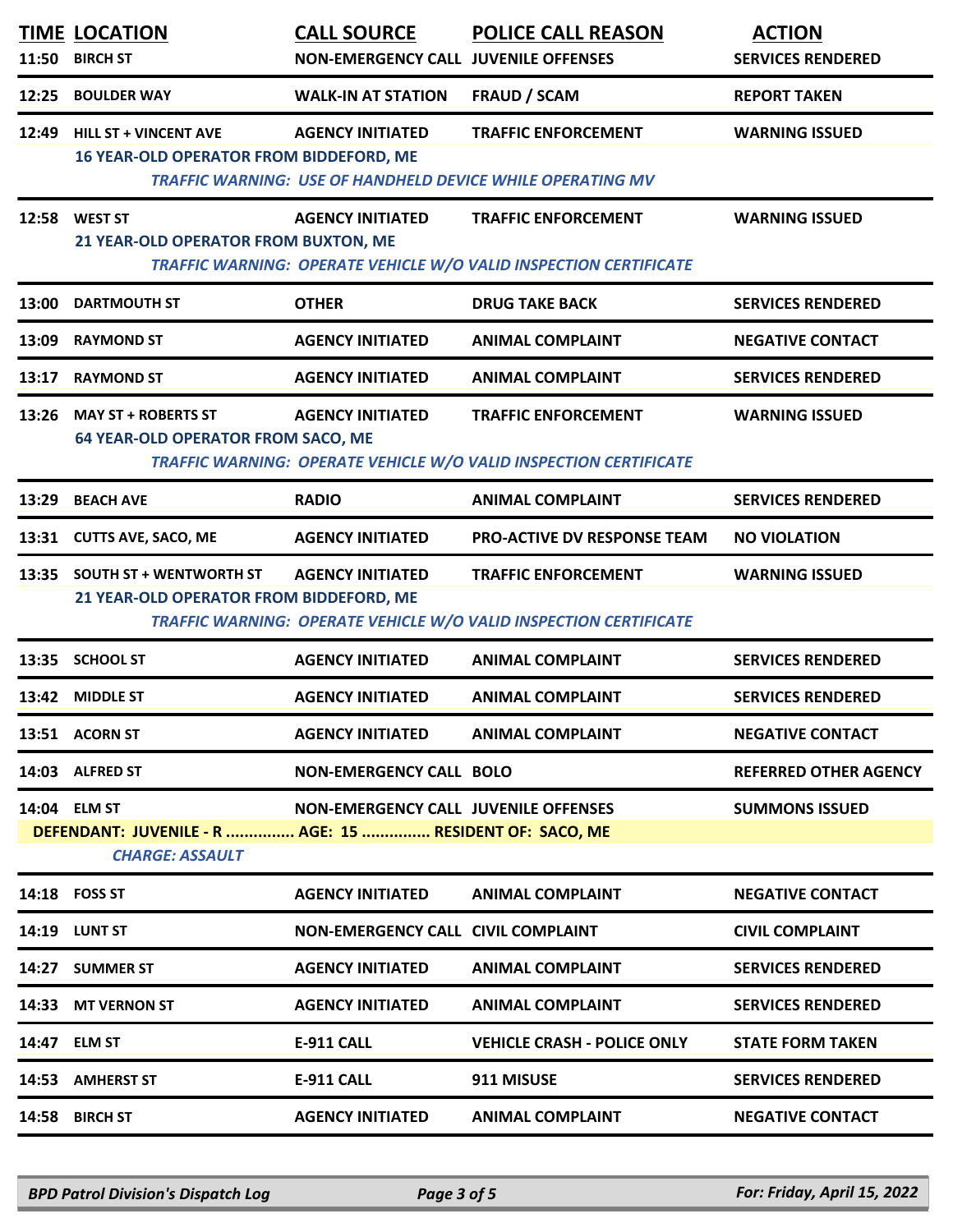| TIME | LOCATION | CALL SOURCE | POLICE CALL REASON | ACTION |
|---|---|---|---|---|
| 11:50 | BIRCH ST | NON-EMERGENCY CALL | JUVENILE OFFENSES | SERVICES RENDERED |
| 12:25 | BOULDER WAY | WALK-IN AT STATION | FRAUD / SCAM | REPORT TAKEN |
| 12:49 | HILL ST + VINCENT AVE | AGENCY INITIATED | TRAFFIC ENFORCEMENT | WARNING ISSUED |
| | 16 YEAR-OLD OPERATOR FROM BIDDEFORD, ME | | *TRAFFIC WARNING: USE OF HANDHELD DEVICE WHILE OPERATING MV* | |
| 12:58 | WEST ST | AGENCY INITIATED | TRAFFIC ENFORCEMENT | WARNING ISSUED |
| | 21 YEAR-OLD OPERATOR FROM BUXTON, ME | | *TRAFFIC WARNING: OPERATE VEHICLE W/O VALID INSPECTION CERTIFICATE* | |
| 13:00 | DARTMOUTH ST | OTHER | DRUG TAKE BACK | SERVICES RENDERED |
| 13:09 | RAYMOND ST | AGENCY INITIATED | ANIMAL COMPLAINT | NEGATIVE CONTACT |
| 13:17 | RAYMOND ST | AGENCY INITIATED | ANIMAL COMPLAINT | SERVICES RENDERED |
| 13:26 | MAY ST + ROBERTS ST | AGENCY INITIATED | TRAFFIC ENFORCEMENT | WARNING ISSUED |
| | 64 YEAR-OLD OPERATOR FROM SACO, ME | | *TRAFFIC WARNING: OPERATE VEHICLE W/O VALID INSPECTION CERTIFICATE* | |
| 13:29 | BEACH AVE | RADIO | ANIMAL COMPLAINT | SERVICES RENDERED |
| 13:31 | CUTTS AVE, SACO, ME | AGENCY INITIATED | PRO-ACTIVE DV RESPONSE TEAM | NO VIOLATION |
| 13:35 | SOUTH ST + WENTWORTH ST | AGENCY INITIATED | TRAFFIC ENFORCEMENT | WARNING ISSUED |
| | 21 YEAR-OLD OPERATOR FROM BIDDEFORD, ME | | *TRAFFIC WARNING: OPERATE VEHICLE W/O VALID INSPECTION CERTIFICATE* | |
| 13:35 | SCHOOL ST | AGENCY INITIATED | ANIMAL COMPLAINT | SERVICES RENDERED |
| 13:42 | MIDDLE ST | AGENCY INITIATED | ANIMAL COMPLAINT | SERVICES RENDERED |
| 13:51 | ACORN ST | AGENCY INITIATED | ANIMAL COMPLAINT | NEGATIVE CONTACT |
| 14:03 | ALFRED ST | NON-EMERGENCY CALL | BOLO | REFERRED OTHER AGENCY |
| 14:04 | ELM ST | NON-EMERGENCY CALL | JUVENILE OFFENSES | SUMMONS ISSUED |
| | DEFENDANT: JUVENILE - R ............... AGE: 15 ............... RESIDENT OF: SACO, ME | | | |
| | *CHARGE: ASSAULT* | | | |
| 14:18 | FOSS ST | AGENCY INITIATED | ANIMAL COMPLAINT | NEGATIVE CONTACT |
| 14:19 | LUNT ST | NON-EMERGENCY CALL | CIVIL COMPLAINT | CIVIL COMPLAINT |
| 14:27 | SUMMER ST | AGENCY INITIATED | ANIMAL COMPLAINT | SERVICES RENDERED |
| 14:33 | MT VERNON ST | AGENCY INITIATED | ANIMAL COMPLAINT | SERVICES RENDERED |
| 14:47 | ELM ST | E-911 CALL | VEHICLE CRASH - POLICE ONLY | STATE FORM TAKEN |
| 14:53 | AMHERST ST | E-911 CALL | 911 MISUSE | SERVICES RENDERED |
| 14:58 | BIRCH ST | AGENCY INITIATED | ANIMAL COMPLAINT | NEGATIVE CONTACT |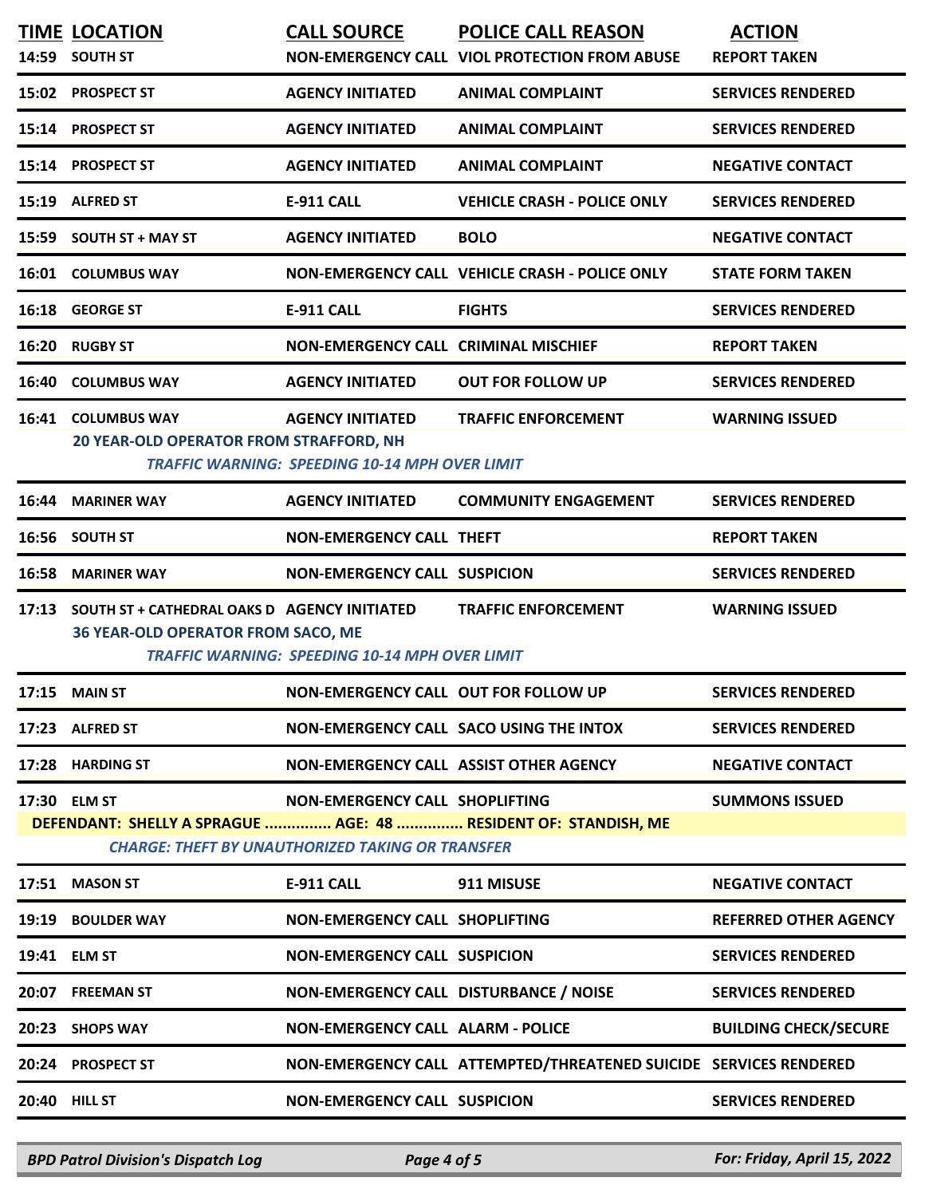| TIME | LOCATION | CALL SOURCE | POLICE CALL REASON | ACTION |
|---|---|---|---|---|
| 14:59 | SOUTH ST | NON-EMERGENCY CALL | VIOL PROTECTION FROM ABUSE | REPORT TAKEN |
| 15:02 | PROSPECT ST | AGENCY INITIATED | ANIMAL COMPLAINT | SERVICES RENDERED |
| 15:14 | PROSPECT ST | AGENCY INITIATED | ANIMAL COMPLAINT | SERVICES RENDERED |
| 15:14 | PROSPECT ST | AGENCY INITIATED | ANIMAL COMPLAINT | NEGATIVE CONTACT |
| 15:19 | ALFRED ST | E-911 CALL | VEHICLE CRASH - POLICE ONLY | SERVICES RENDERED |
| 15:59 | SOUTH ST + MAY ST | AGENCY INITIATED | BOLO | NEGATIVE CONTACT |
| 16:01 | COLUMBUS WAY | NON-EMERGENCY CALL | VEHICLE CRASH - POLICE ONLY | STATE FORM TAKEN |
| 16:18 | GEORGE ST | E-911 CALL | FIGHTS | SERVICES RENDERED |
| 16:20 | RUGBY ST | NON-EMERGENCY CALL | CRIMINAL MISCHIEF | REPORT TAKEN |
| 16:40 | COLUMBUS WAY | AGENCY INITIATED | OUT FOR FOLLOW UP | SERVICES RENDERED |
| 16:41 | COLUMBUS WAY | AGENCY INITIATED | TRAFFIC ENFORCEMENT | WARNING ISSUED |
| | 20 YEAR-OLD OPERATOR FROM STRAFFORD, NH<br>*TRAFFIC WARNING: SPEEDING 10-14 MPH OVER LIMIT* | | | |
| 16:44 | MARINER WAY | AGENCY INITIATED | COMMUNITY ENGAGEMENT | SERVICES RENDERED |
| 16:56 | SOUTH ST | NON-EMERGENCY CALL | THEFT | REPORT TAKEN |
| 16:58 | MARINER WAY | NON-EMERGENCY CALL | SUSPICION | SERVICES RENDERED |
| 17:13 | SOUTH ST + CATHEDRAL OAKS D | AGENCY INITIATED | TRAFFIC ENFORCEMENT | WARNING ISSUED |
| | 36 YEAR-OLD OPERATOR FROM SACO, ME<br>*TRAFFIC WARNING: SPEEDING 10-14 MPH OVER LIMIT* | | | |
| 17:15 | MAIN ST | NON-EMERGENCY CALL | OUT FOR FOLLOW UP | SERVICES RENDERED |
| 17:23 | ALFRED ST | NON-EMERGENCY CALL | SACO USING THE INTOX | SERVICES RENDERED |
| 17:28 | HARDING ST | NON-EMERGENCY CALL | ASSIST OTHER AGENCY | NEGATIVE CONTACT |
| 17:30 | ELM ST | NON-EMERGENCY CALL | SHOPLIFTING | SUMMONS ISSUED |
| | DEFENDANT: SHELLY A SPRAGUE ............... AGE: 48 ............... RESIDENT OF: STANDISH, ME<br>*CHARGE: THEFT BY UNAUTHORIZED TAKING OR TRANSFER* | | | |
| 17:51 | MASON ST | E-911 CALL | 911 MISUSE | NEGATIVE CONTACT |
| 19:19 | BOULDER WAY | NON-EMERGENCY CALL | SHOPLIFTING | REFERRED OTHER AGENCY |
| 19:41 | ELM ST | NON-EMERGENCY CALL | SUSPICION | SERVICES RENDERED |
| 20:07 | FREEMAN ST | NON-EMERGENCY CALL | DISTURBANCE / NOISE | SERVICES RENDERED |
| 20:23 | SHOPS WAY | NON-EMERGENCY CALL | ALARM - POLICE | BUILDING CHECK/SECURE |
| 20:24 | PROSPECT ST | NON-EMERGENCY CALL | ATTEMPTED/THREATENED SUICIDE | SERVICES RENDERED |
| 20:40 | HILL ST | NON-EMERGENCY CALL | SUSPICION | SERVICES RENDERED |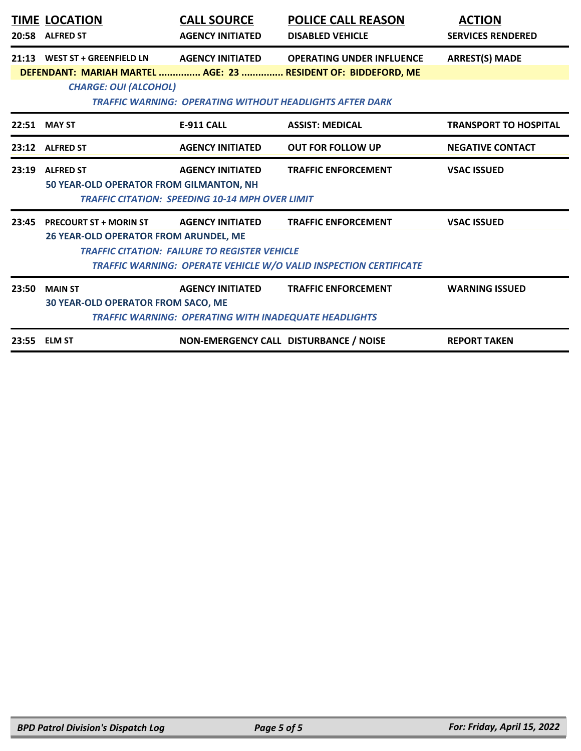| TIME | LOCATION | CALL SOURCE | POLICE CALL REASON | ACTION |
|---|---|---|---|---|
| 20:58 | ALFRED ST | AGENCY INITIATED | DISABLED VEHICLE | SERVICES RENDERED |
| 21:13 | WEST ST + GREENFIELD LN | AGENCY INITIATED | OPERATING UNDER INFLUENCE | ARREST(S) MADE |

**DEFENDANT: MARIAH MARTEL ............... AGE: 23 ............... RESIDENT OF: BIDDEFORD, ME**

*CHARGE: OUI (ALCOHOL)*

*TRAFFIC WARNING: OPERATING WITHOUT HEADLIGHTS AFTER DARK*

| TIME | LOCATION | CALL SOURCE | POLICE CALL REASON | ACTION |
|---|---|---|---|---|
| 22:51 | MAY ST | E-911 CALL | ASSIST: MEDICAL | TRANSPORT TO HOSPITAL |
| 23:12 | ALFRED ST | AGENCY INITIATED | OUT FOR FOLLOW UP | NEGATIVE CONTACT |
| 23:19 | ALFRED ST | AGENCY INITIATED | TRAFFIC ENFORCEMENT | VSAC ISSUED |

**50 YEAR-OLD OPERATOR FROM GILMANTON, NH**

*TRAFFIC CITATION: SPEEDING 10-14 MPH OVER LIMIT*

| TIME | LOCATION | CALL SOURCE | POLICE CALL REASON | ACTION |
|---|---|---|---|---|
| 23:45 | PRECOURT ST + MORIN ST | AGENCY INITIATED | TRAFFIC ENFORCEMENT | VSAC ISSUED |

**26 YEAR-OLD OPERATOR FROM ARUNDEL, ME**

*TRAFFIC CITATION: FAILURE TO REGISTER VEHICLE*

*TRAFFIC WARNING: OPERATE VEHICLE W/O VALID INSPECTION CERTIFICATE*

| TIME | LOCATION | CALL SOURCE | POLICE CALL REASON | ACTION |
|---|---|---|---|---|
| 23:50 | MAIN ST | AGENCY INITIATED | TRAFFIC ENFORCEMENT | WARNING ISSUED |

**30 YEAR-OLD OPERATOR FROM SACO, ME**

*TRAFFIC WARNING: OPERATING WITH INADEQUATE HEADLIGHTS*

| TIME | LOCATION | CALL SOURCE | POLICE CALL REASON | ACTION |
|---|---|---|---|---|
| 23:55 | ELM ST | NON-EMERGENCY CALL | DISTURBANCE / NOISE | REPORT TAKEN |